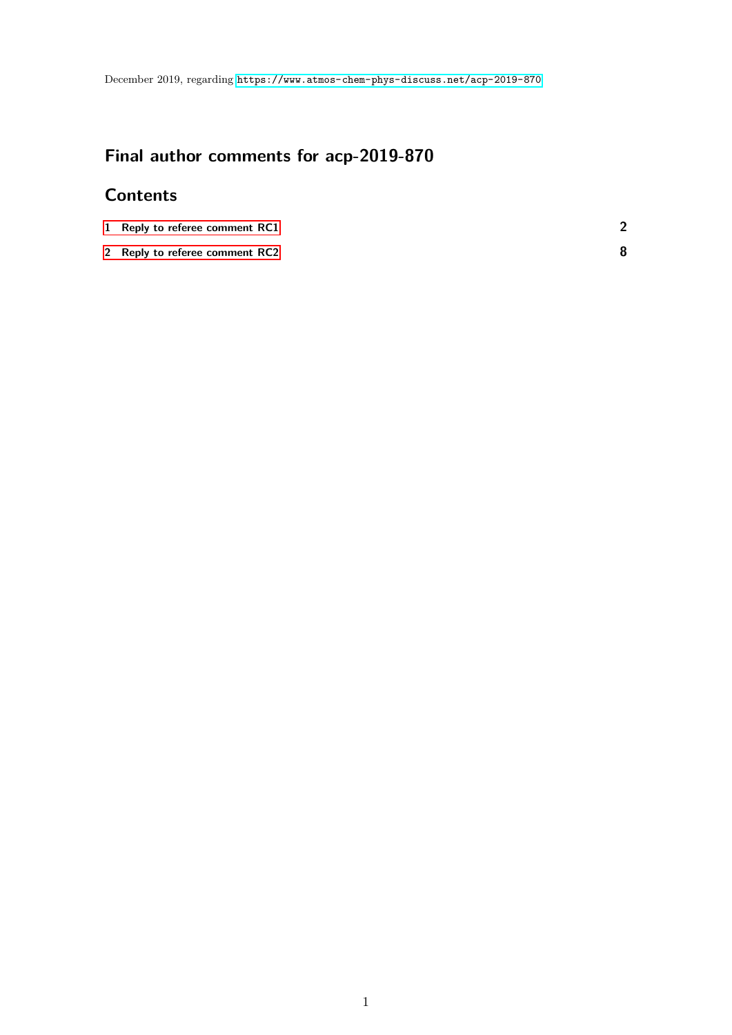December 2019, regarding https://www.atmos-chem-phys-discuss.net/acp-2019-870

# Final author comments for acp-2019-870

## Contents

1 Reply to referee comment RC1 ........ 2

2 Reply to referee comment RC2 ........ 8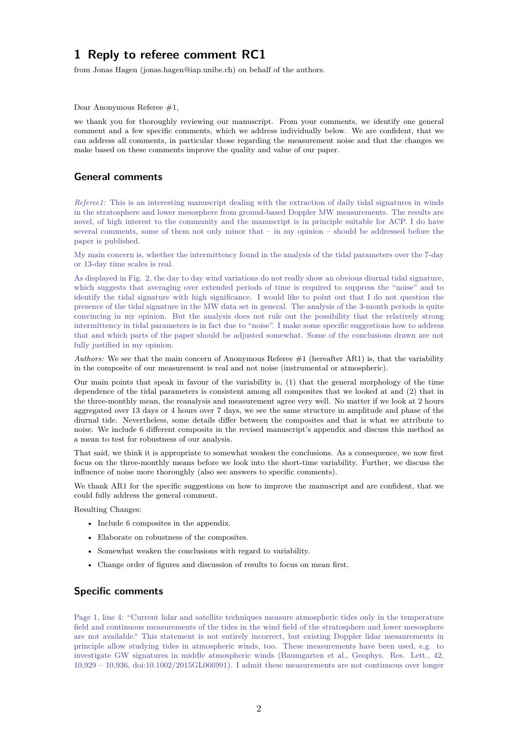# 1 Reply to referee comment RC1

from Jonas Hagen (jonas.hagen@iap.unibe.ch) on behalf of the authors.

Dear Anonymous Referee #1,

we thank you for thoroughly reviewing our manuscript. From your comments, we identify one general comment and a few specific comments, which we address individually below. We are confident, that we can address all comments, in particular those regarding the measurement noise and that the changes we make based on these comments improve the quality and value of our paper.

## General comments

*Referee1:* This is an interesting manuscript dealing with the extraction of daily tidal signatures in winds in the stratosphere and lower mesosphere from ground-based Doppler MW measurements. The results are novel, of high interest to the community and the manuscript is in principle suitable for ACP. I do have several comments, some of them not only minor that – in my opinion – should be addressed before the paper is published.

My main concern is, whether the intermittency found in the analysis of the tidal parameters over the 7-day or 13-day time scales is real.

As displayed in Fig. 2, the day to day wind variations do not really show an obvious diurnal tidal signature, which suggests that averaging over extended periods of time is required to suppress the "noise" and to identify the tidal signature with high significance. I would like to point out that I do not question the presence of the tidal signature in the MW data set in general. The analysis of the 3-month periods is quite convincing in my opinion. But the analysis does not rule out the possibility that the relatively strong intermittency in tidal parameters is in fact due to "noise". I make some specific suggestions how to address that and which parts of the paper should be adjusted somewhat. Some of the conclusions drawn are not fully justified in my opinion.

*Authors:* We see that the main concern of Anonymous Referee #1 (hereafter AR1) is, that the variability in the composite of our measurement is real and not noise (instrumental or atmospheric).

Our main points that speak in favour of the variability is, (1) that the general morphology of the time dependence of the tidal parameters is consistent among all composites that we looked at and (2) that in the three-monthly mean, the reanalysis and measurement agree very well. No matter if we look at 2 hours aggregated over 13 days or 4 hours over 7 days, we see the same structure in amplitude and phase of the diurnal tide. Nevertheless, some details differ between the composites and that is what we attribute to noise. We include 6 different composits in the revised manuscript's appendix and discuss this method as a mean to test for robustness of our analysis.

That said, we think it is appropriate to somewhat weaken the conclusions. As a consequence, we now first focus on the three-monthly means before we look into the short-time variability. Further, we discuss the influence of noise more thoroughly (also see answers to specific comments).

We thank AR1 for the specific suggestions on how to improve the manuscript and are confident, that we could fully address the general comment.

Resulting Changes:

- Include 6 composites in the appendix.
- Elaborate on robustness of the composites.
- Somewhat weaken the conclusions with regard to variability.
- Change order of figures and discussion of results to focus on mean first.

## Specific comments

Page 1, line 4: "Current lidar and satellite techniques measure atmospheric tides only in the temperature field and continuous measurements of the tides in the wind field of the stratosphere and lower mesosphere are not available." This statement is not entirely incorrect, but existing Doppler lidar mesaurements in principle allow studying tides in atmospheric winds, too. These measurements have been used, e.g. to investigate GW signatures in middle atmospheric winds (Baumgarten et al., Geophys. Res. Lett., 42, 10,929 – 10,936, doi:10.1002/2015GL066991). I admit these measurements are not continuous over longer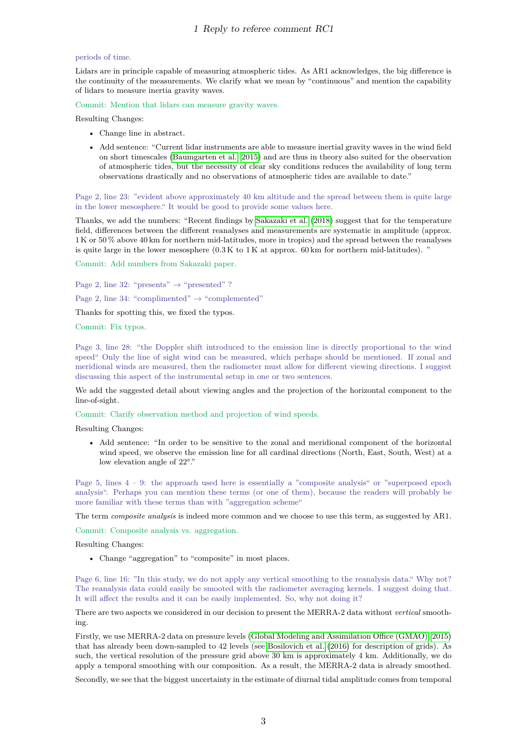periods of time.

Lidars are in principle capable of measuring atmospheric tides. As AR1 acknowledges, the big difference is the continuity of the measurements. We clarify what we mean by "continuous" and mention the capability of lidars to measure inertia gravity waves.

Commit: Mention that lidars can measure gravity waves.

Resulting Changes:

- Change line in abstract.
- Add sentence: "Current lidar instruments are able to measure inertial gravity waves in the wind field on short timescales (Baumgarten et al., 2015) and are thus in theory also suited for the observation of atmospheric tides, but the necessity of clear sky conditions reduces the availability of long term observations drastically and no observations of atmospheric tides are available to date."

Page 2, line 23: "evident above approximately 40 km altitude and the spread between them is quite large in the lower mesosphere." It would be good to provide some values here.

Thanks, we add the numbers: "Recent findings by Sakazaki et al. (2018) suggest that for the temperature field, differences between the different reanalyses and measurements are systematic in amplitude (approx. 1 K or 50 % above 40 km for northern mid-latitudes, more in tropics) and the spread between the reanalyses is quite large in the lower mesosphere (0.3 K to 1 K at approx. 60 km for northern mid-latitudes). "

Commit: Add numbers from Sakazaki paper.

Page 2, line 32: "presents" → "presented" ?

Page 2, line 34: "complimented" → "complemented"

Thanks for spotting this, we fixed the typos.

Commit: Fix typos.

Page 3, line 28: "the Doppler shift introduced to the emission line is directly proportional to the wind speed" Only the line of sight wind can be measured, which perhaps should be mentioned. If zonal and meridional winds are measured, then the radiometer must allow for different viewing directions. I suggest discussing this aspect of the instrumental setup in one or two sentences.

We add the suggested detail about viewing angles and the projection of the horizontal component to the line-of-sight.

Commit: Clarify observation method and projection of wind speeds.

Resulting Changes:

- Add sentence: "In order to be sensitive to the zonal and meridional component of the horizontal wind speed, we observe the emission line for all cardinal directions (North, East, South, West) at a low elevation angle of 22°."

Page 5, lines 4 – 9: the approach used here is essentially a "composite analysis" or "superposed epoch analysis". Perhaps you can mention these terms (or one of them), because the readers will probably be more familiar with these terms than with "aggregation scheme"

The term *composite analysis* is indeed more common and we choose to use this term, as suggested by AR1.

Commit: Composite analysis vs. aggregation.

Resulting Changes:

- Change "aggregation" to "composite" in most places.

Page 6, line 16: "In this study, we do not apply any vertical smoothing to the reanalysis data." Why not? The reanalysis data could easily be smoothed with the radiometer averaging kernels. I suggest doing that. It will affect the results and it can be easily implemented. So, why not doing it?

There are two aspects we considered in our decision to present the MERRA-2 data without *vertical* smoothing.

Firstly, we use MERRA-2 data on pressure levels (Global Modeling and Assimilation Office (GMAO), 2015) that has already been down-sampled to 42 levels (see Bosilovich et al. (2016) for description of grids). As such, the vertical resolution of the pressure grid above 30 km is approximately 4 km. Additionally, we do apply a temporal smoothing with our composition. As a result, the MERRA-2 data is already smoothed.

Secondly, we see that the biggest uncertainty in the estimate of diurnal tidal amplitude comes from temporal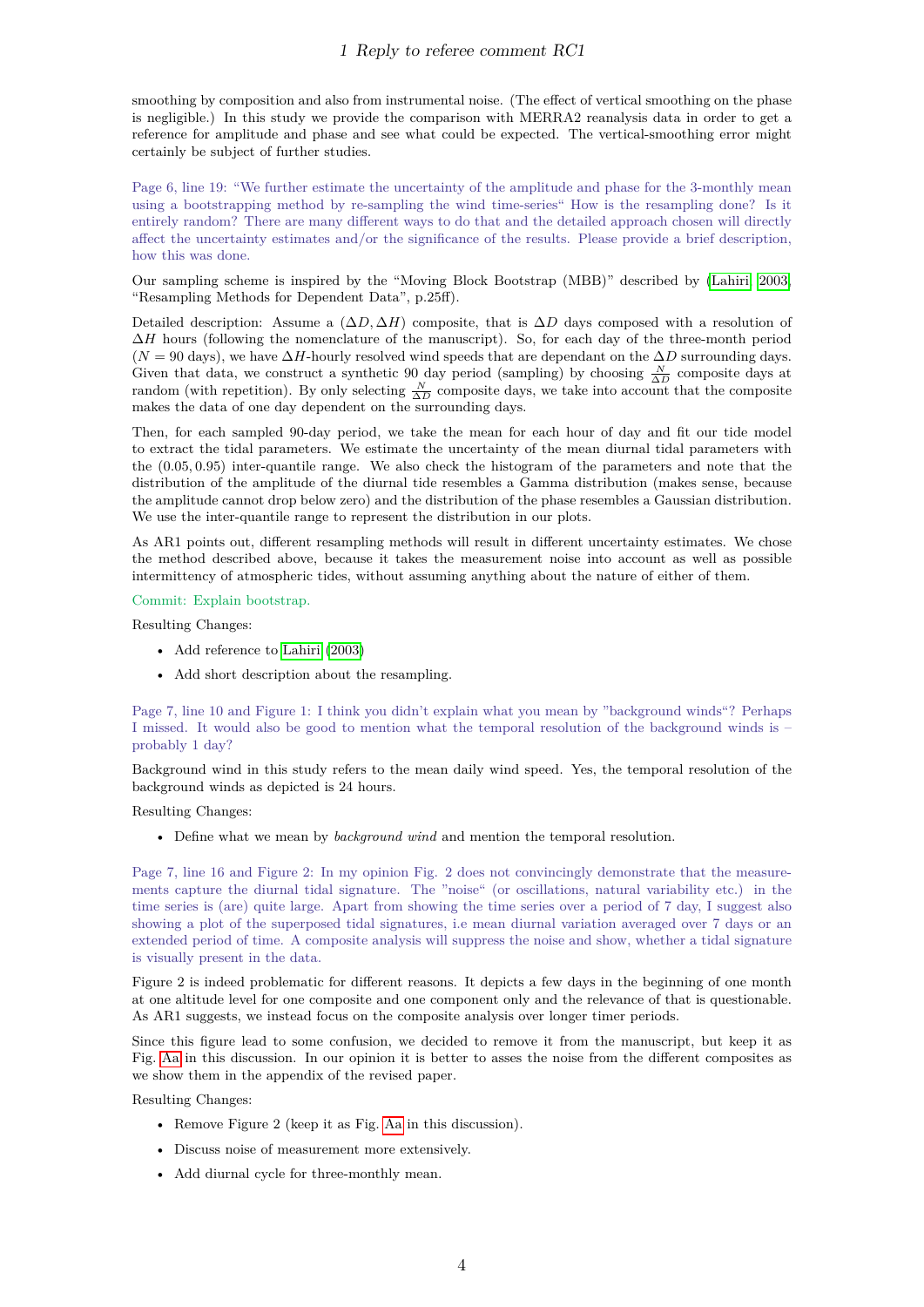smoothing by composition and also from instrumental noise. (The effect of vertical smoothing on the phase is negligible.) In this study we provide the comparison with MERRA2 reanalysis data in order to get a reference for amplitude and phase and see what could be expected. The vertical-smoothing error might certainly be subject of further studies.

Page 6, line 19: "We further estimate the uncertainty of the amplitude and phase for the 3-monthly mean using a bootstrapping method by re-sampling the wind time-series" How is the resampling done? Is it entirely random? There are many different ways to do that and the detailed approach chosen will directly affect the uncertainty estimates and/or the significance of the results. Please provide a brief description, how this was done.

Our sampling scheme is inspired by the "Moving Block Bootstrap (MBB)" described by (Lahiri, 2003, "Resampling Methods for Dependent Data", p.25ff).

Detailed description: Assume a $(\Delta D, \Delta H)$ composite, that is $\Delta D$ days composed with a resolution of $\Delta H$ hours (following the nomenclature of the manuscript). So, for each day of the three-month period ($N = 90$ days), we have $\Delta H$-hourly resolved wind speeds that are dependant on the $\Delta D$ surrounding days. Given that data, we construct a synthetic 90 day period (sampling) by choosing $\frac{N}{\Delta D}$ composite days at random (with repetition). By only selecting $\frac{N}{\Delta D}$ composite days, we take into account that the composite makes the data of one day dependent on the surrounding days.

Then, for each sampled 90-day period, we take the mean for each hour of day and fit our tide model to extract the tidal parameters. We estimate the uncertainty of the mean diurnal tidal parameters with the $(0.05, 0.95)$ inter-quantile range. We also check the histogram of the parameters and note that the distribution of the amplitude of the diurnal tide resembles a Gamma distribution (makes sense, because the amplitude cannot drop below zero) and the distribution of the phase resembles a Gaussian distribution. We use the inter-quantile range to represent the distribution in our plots.

As AR1 points out, different resampling methods will result in different uncertainty estimates. We chose the method described above, because it takes the measurement noise into account as well as possible intermittency of atmospheric tides, without assuming anything about the nature of either of them.

Commit: Explain bootstrap.

Resulting Changes:

- Add reference to Lahiri (2003)
- Add short description about the resampling.

Page 7, line 10 and Figure 1: I think you didn't explain what you mean by "background winds"? Perhaps I missed. It would also be good to mention what the temporal resolution of the background winds is – probably 1 day?

Background wind in this study refers to the mean daily wind speed. Yes, the temporal resolution of the background winds as depicted is 24 hours.

Resulting Changes:

- Define what we mean by *background wind* and mention the temporal resolution.

Page 7, line 16 and Figure 2: In my opinion Fig. 2 does not convincingly demonstrate that the measurements capture the diurnal tidal signature. The "noise" (or oscillations, natural variability etc.) in the time series is (are) quite large. Apart from showing the time series over a period of 7 day, I suggest also showing a plot of the superposed tidal signatures, i.e mean diurnal variation averaged over 7 days or an extended period of time. A composite analysis will suppress the noise and show, whether a tidal signature is visually present in the data.

Figure 2 is indeed problematic for different reasons. It depicts a few days in the beginning of one month at one altitude level for one composite and one component only and the relevance of that is questionable. As AR1 suggests, we instead focus on the composite analysis over longer timer periods.

Since this figure lead to some confusion, we decided to remove it from the manuscript, but keep it as Fig. Aa in this discussion. In our opinion it is better to asses the noise from the different composites as we show them in the appendix of the revised paper.

Resulting Changes:

- Remove Figure 2 (keep it as Fig. Aa in this discussion).
- Discuss noise of measurement more extensively.
- Add diurnal cycle for three-monthly mean.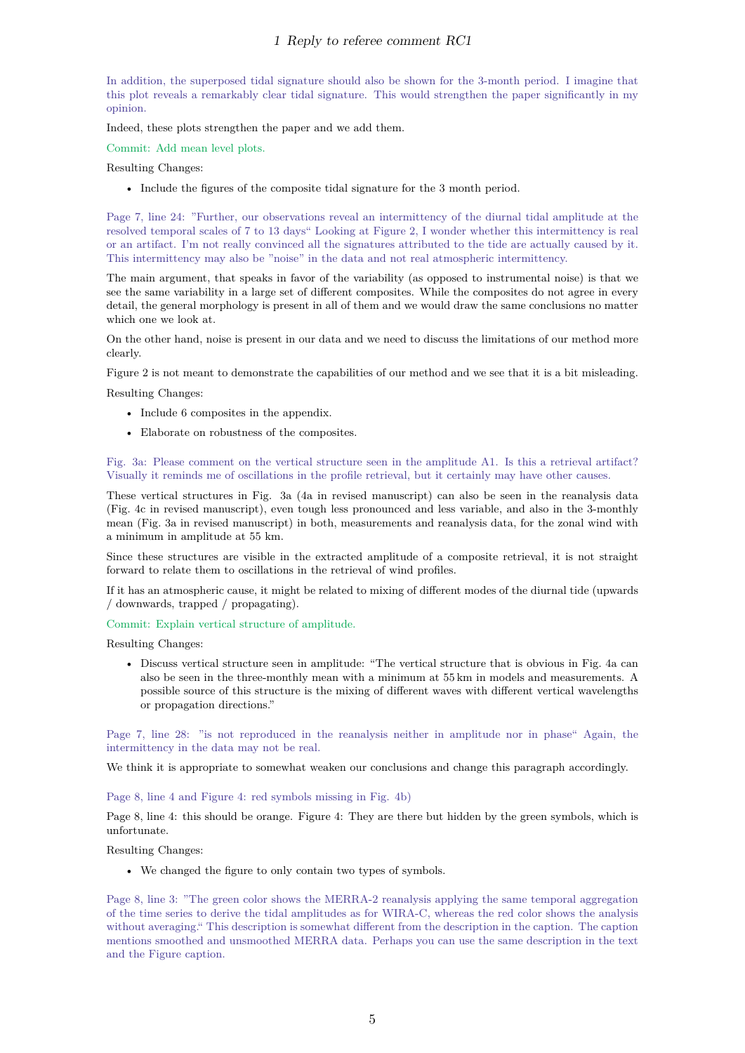In addition, the superposed tidal signature should also be shown for the 3-month period. I imagine that this plot reveals a remarkably clear tidal signature. This would strengthen the paper significantly in my opinion.

Indeed, these plots strengthen the paper and we add them.

Commit: Add mean level plots.

Resulting Changes:

- Include the figures of the composite tidal signature for the 3 month period.

Page 7, line 24: "Further, our observations reveal an intermittency of the diurnal tidal amplitude at the resolved temporal scales of 7 to 13 days" Looking at Figure 2, I wonder whether this intermittency is real or an artifact. I'm not really convinced all the signatures attributed to the tide are actually caused by it. This intermittency may also be "noise" in the data and not real atmospheric intermittency.

The main argument, that speaks in favor of the variability (as opposed to instrumental noise) is that we see the same variability in a large set of different composites. While the composites do not agree in every detail, the general morphology is present in all of them and we would draw the same conclusions no matter which one we look at.

On the other hand, noise is present in our data and we need to discuss the limitations of our method more clearly.

Figure 2 is not meant to demonstrate the capabilities of our method and we see that it is a bit misleading.

Resulting Changes:

- Include 6 composites in the appendix.
- Elaborate on robustness of the composites.

Fig. 3a: Please comment on the vertical structure seen in the amplitude A1. Is this a retrieval artifact? Visually it reminds me of oscillations in the profile retrieval, but it certainly may have other causes.

These vertical structures in Fig. 3a (4a in revised manuscript) can also be seen in the reanalysis data (Fig. 4c in revised manuscript), even tough less pronounced and less variable, and also in the 3-monthly mean (Fig. 3a in revised manuscript) in both, measurements and reanalysis data, for the zonal wind with a minimum in amplitude at 55 km.

Since these structures are visible in the extracted amplitude of a composite retrieval, it is not straight forward to relate them to oscillations in the retrieval of wind profiles.

If it has an atmospheric cause, it might be related to mixing of different modes of the diurnal tide (upwards / downwards, trapped / propagating).

Commit: Explain vertical structure of amplitude.

Resulting Changes:

- Discuss vertical structure seen in amplitude: "The vertical structure that is obvious in Fig. 4a can also be seen in the three-monthly mean with a minimum at 55 km in models and measurements. A possible source of this structure is the mixing of different waves with different vertical wavelengths or propagation directions."

Page 7, line 28: "is not reproduced in the reanalysis neither in amplitude nor in phase" Again, the intermittency in the data may not be real.

We think it is appropriate to somewhat weaken our conclusions and change this paragraph accordingly.

Page 8, line 4 and Figure 4: red symbols missing in Fig. 4b)

Page 8, line 4: this should be orange. Figure 4: They are there but hidden by the green symbols, which is unfortunate.

Resulting Changes:

- We changed the figure to only contain two types of symbols.

Page 8, line 3: "The green color shows the MERRA-2 reanalysis applying the same temporal aggregation of the time series to derive the tidal amplitudes as for WIRA-C, whereas the red color shows the analysis without averaging." This description is somewhat different from the description in the caption. The caption mentions smoothed and unsmoothed MERRA data. Perhaps you can use the same description in the text and the Figure caption.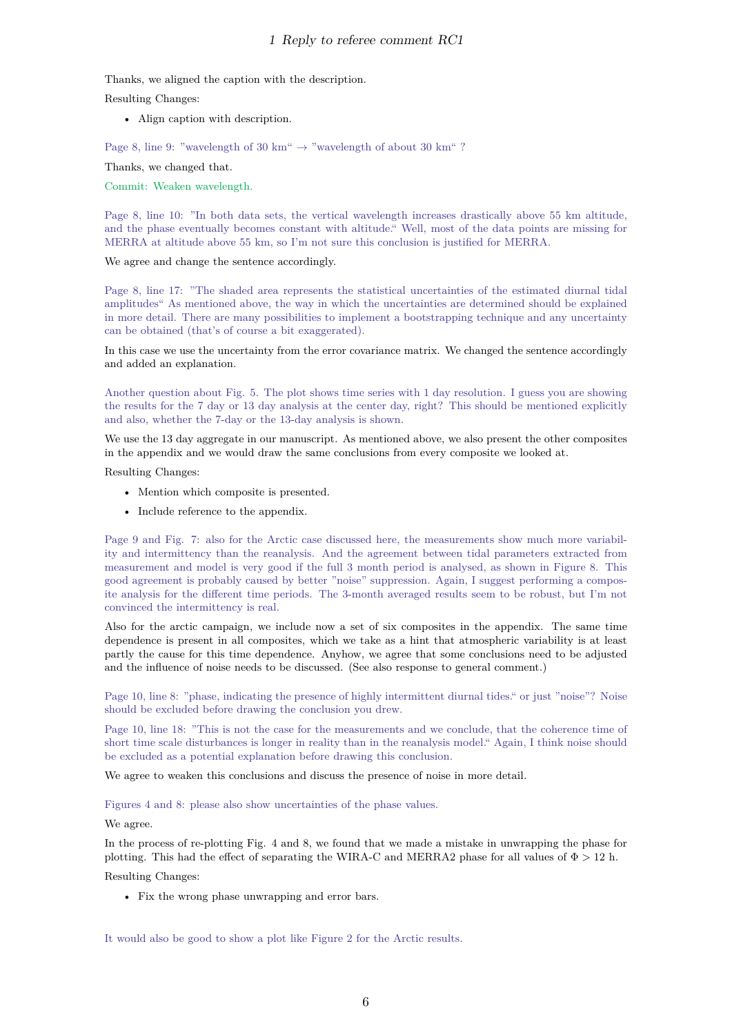Thanks, we aligned the caption with the description.

Resulting Changes:

- Align caption with description.

Page 8, line 9: "wavelength of 30 km" → "wavelength of about 30 km" ?

Thanks, we changed that.

Commit: Weaken wavelength.

Page 8, line 10: "In both data sets, the vertical wavelength increases drastically above 55 km altitude, and the phase eventually becomes constant with altitude." Well, most of the data points are missing for MERRA at altitude above 55 km, so I'm not sure this conclusion is justified for MERRA.

We agree and change the sentence accordingly.

Page 8, line 17: "The shaded area represents the statistical uncertainties of the estimated diurnal tidal amplitudes" As mentioned above, the way in which the uncertainties are determined should be explained in more detail. There are many possibilities to implement a bootstrapping technique and any uncertainty can be obtained (that's of course a bit exaggerated).

In this case we use the uncertainty from the error covariance matrix. We changed the sentence accordingly and added an explanation.

Another question about Fig. 5. The plot shows time series with 1 day resolution. I guess you are showing the results for the 7 day or 13 day analysis at the center day, right? This should be mentioned explicitly and also, whether the 7-day or the 13-day analysis is shown.

We use the 13 day aggregate in our manuscript. As mentioned above, we also present the other composites in the appendix and we would draw the same conclusions from every composite we looked at.

Resulting Changes:

- Mention which composite is presented.
- Include reference to the appendix.

Page 9 and Fig. 7: also for the Arctic case discussed here, the measurements show much more variability and intermittency than the reanalysis. And the agreement between tidal parameters extracted from measurement and model is very good if the full 3 month period is analysed, as shown in Figure 8. This good agreement is probably caused by better "noise" suppression. Again, I suggest performing a composite analysis for the different time periods. The 3-month averaged results seem to be robust, but I'm not convinced the intermittency is real.

Also for the arctic campaign, we include now a set of six composites in the appendix. The same time dependence is present in all composites, which we take as a hint that atmospheric variability is at least partly the cause for this time dependence. Anyhow, we agree that some conclusions need to be adjusted and the influence of noise needs to be discussed. (See also response to general comment.)

Page 10, line 8: "phase, indicating the presence of highly intermittent diurnal tides." or just "noise"? Noise should be excluded before drawing the conclusion you drew.

Page 10, line 18: "This is not the case for the measurements and we conclude, that the coherence time of short time scale disturbances is longer in reality than in the reanalysis model." Again, I think noise should be excluded as a potential explanation before drawing this conclusion.

We agree to weaken this conclusions and discuss the presence of noise in more detail.

Figures 4 and 8: please also show uncertainties of the phase values.

We agree.

In the process of re-plotting Fig. 4 and 8, we found that we made a mistake in unwrapping the phase for plotting. This had the effect of separating the WIRA-C and MERRA2 phase for all values of $\Phi > 12$ h.

Resulting Changes:

- Fix the wrong phase unwrapping and error bars.

It would also be good to show a plot like Figure 2 for the Arctic results.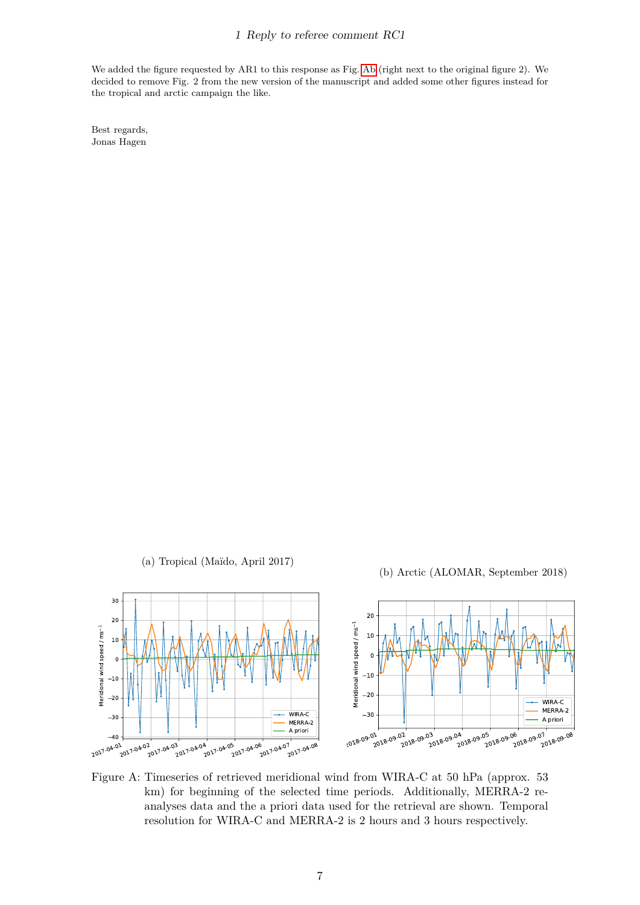We added the figure requested by AR1 to this response as Fig. Ab (right next to the original figure 2). We decided to remove Fig. 2 from the new version of the manuscript and added some other figures instead for the tropical and arctic campaign the like.

Best regards,
Jonas Hagen

(a) Tropical (Maïdo, April 2017)

(b) Arctic (ALOMAR, September 2018)

Figure A: Timeseries of retrieved meridional wind from WIRA-C at 50 hPa (approx. 53 km) for beginning of the selected time periods. Additionally, MERRA-2 reanalyses data and the a priori data used for the retrieval are shown. Temporal resolution for WIRA-C and MERRA-2 is 2 hours and 3 hours respectively.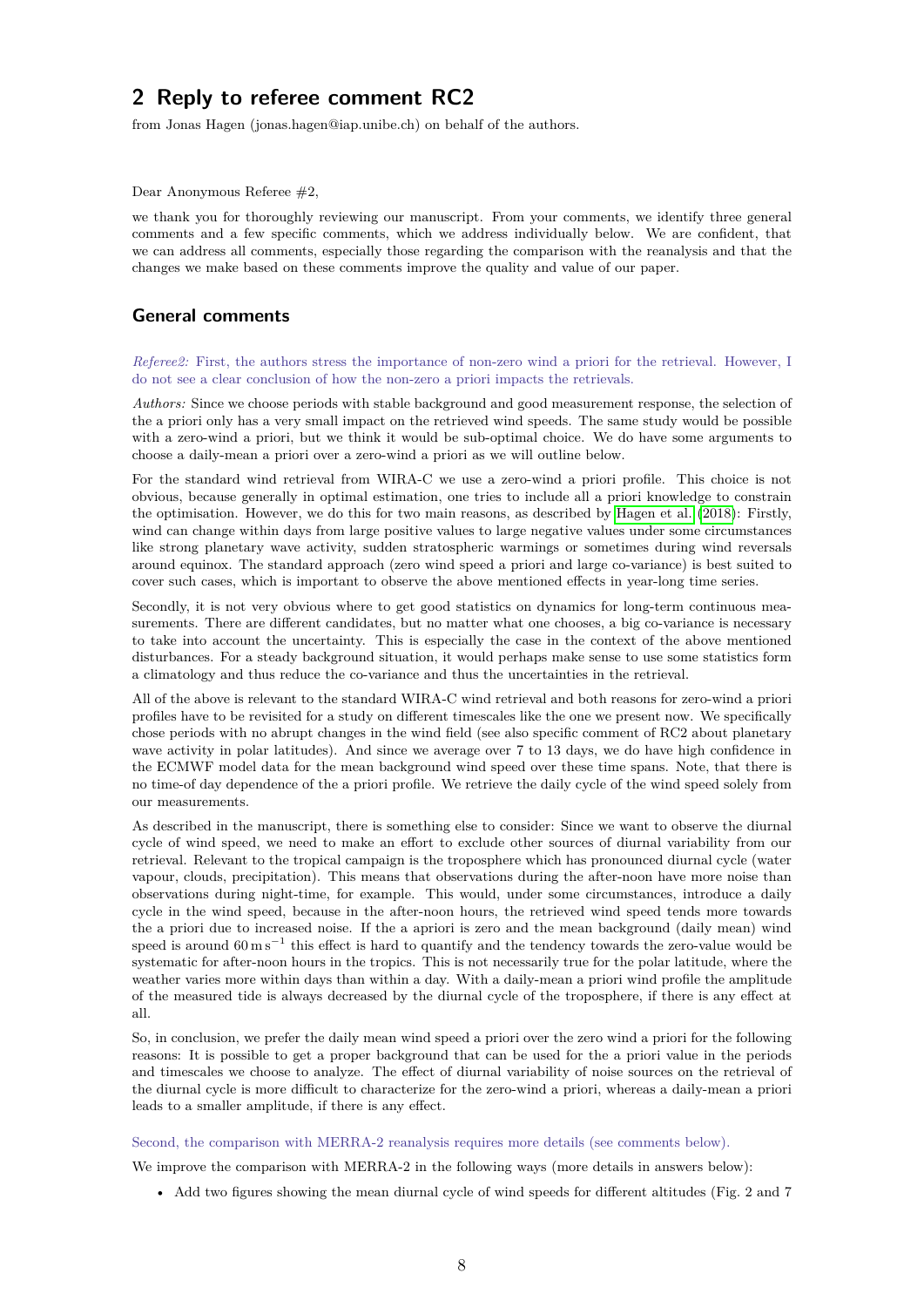## 2 Reply to referee comment RC2

from Jonas Hagen (jonas.hagen@iap.unibe.ch) on behalf of the authors.

Dear Anonymous Referee #2,

we thank you for thoroughly reviewing our manuscript. From your comments, we identify three general comments and a few specific comments, which we address individually below. We are confident, that we can address all comments, especially those regarding the comparison with the reanalysis and that the changes we make based on these comments improve the quality and value of our paper.

### General comments

*Referee2:* First, the authors stress the importance of non-zero wind a priori for the retrieval. However, I do not see a clear conclusion of how the non-zero a priori impacts the retrievals.

*Authors:* Since we choose periods with stable background and good measurement response, the selection of the a priori only has a very small impact on the retrieved wind speeds. The same study would be possible with a zero-wind a priori, but we think it would be sub-optimal choice. We do have some arguments to choose a daily-mean a priori over a zero-wind a priori as we will outline below.

For the standard wind retrieval from WIRA-C we use a zero-wind a priori profile. This choice is not obvious, because generally in optimal estimation, one tries to include all a priori knowledge to constrain the optimisation. However, we do this for two main reasons, as described by Hagen et al. (2018): Firstly, wind can change within days from large positive values to large negative values under some circumstances like strong planetary wave activity, sudden stratospheric warmings or sometimes during wind reversals around equinox. The standard approach (zero wind speed a priori and large co-variance) is best suited to cover such cases, which is important to observe the above mentioned effects in year-long time series.

Secondly, it is not very obvious where to get good statistics on dynamics for long-term continuous measurements. There are different candidates, but no matter what one chooses, a big co-variance is necessary to take into account the uncertainty. This is especially the case in the context of the above mentioned disturbances. For a steady background situation, it would perhaps make sense to use some statistics form a climatology and thus reduce the co-variance and thus the uncertainties in the retrieval.

All of the above is relevant to the standard WIRA-C wind retrieval and both reasons for zero-wind a priori profiles have to be revisited for a study on different timescales like the one we present now. We specifically chose periods with no abrupt changes in the wind field (see also specific comment of RC2 about planetary wave activity in polar latitudes). And since we average over 7 to 13 days, we do have high confidence in the ECMWF model data for the mean background wind speed over these time spans. Note, that there is no time-of day dependence of the a priori profile. We retrieve the daily cycle of the wind speed solely from our measurements.

As described in the manuscript, there is something else to consider: Since we want to observe the diurnal cycle of wind speed, we need to make an effort to exclude other sources of diurnal variability from our retrieval. Relevant to the tropical campaign is the troposphere which has pronounced diurnal cycle (water vapour, clouds, precipitation). This means that observations during the after-noon have more noise than observations during night-time, for example. This would, under some circumstances, introduce a daily cycle in the wind speed, because in the after-noon hours, the retrieved wind speed tends more towards the a priori due to increased noise. If the a apriori is zero and the mean background (daily mean) wind speed is around $60\,\mathrm{m\,s^{-1}}$ this effect is hard to quantify and the tendency towards the zero-value would be systematic for after-noon hours in the tropics. This is not necessarily true for the polar latitude, where the weather varies more within days than within a day. With a daily-mean a priori wind profile the amplitude of the measured tide is always decreased by the diurnal cycle of the troposphere, if there is any effect at all.

So, in conclusion, we prefer the daily mean wind speed a priori over the zero wind a priori for the following reasons: It is possible to get a proper background that can be used for the a priori value in the periods and timescales we choose to analyze. The effect of diurnal variability of noise sources on the retrieval of the diurnal cycle is more difficult to characterize for the zero-wind a priori, whereas a daily-mean a priori leads to a smaller amplitude, if there is any effect.

Second, the comparison with MERRA-2 reanalysis requires more details (see comments below).

We improve the comparison with MERRA-2 in the following ways (more details in answers below):

- Add two figures showing the mean diurnal cycle of wind speeds for different altitudes (Fig. 2 and 7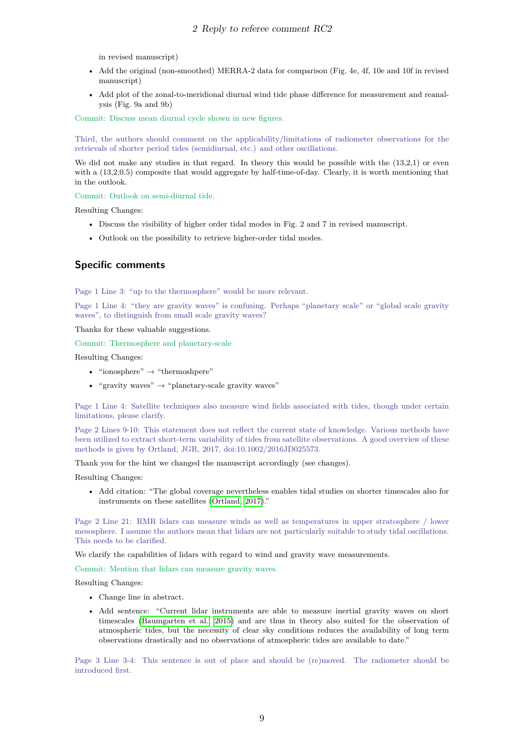in revised manuscript)

- Add the original (non-smoothed) MERRA-2 data for comparison (Fig. 4e, 4f, 10e and 10f in revised manuscript)
- Add plot of the zonal-to-meridional diurnal wind tide phase difference for measurement and reanalysis (Fig. 9a and 9b)

Commit: Discuss mean diurnal cycle shown in new figures.

Third, the authors should comment on the applicability/limitations of radiometer observations for the retrievals of shorter period tides (semidiurnal, etc.) and other oscillations.

We did not make any studies in that regard. In theory this would be possible with the (13,2,1) or even with a (13,2,0.5) composite that would aggregate by half-time-of-day. Clearly, it is worth mentioning that in the outlook.

Commit: Outlook on semi-diurnal tide.

Resulting Changes:

- Discuss the visibility of higher order tidal modes in Fig. 2 and 7 in revised manuscript.
- Outlook on the possibility to retrieve higher-order tidal modes.

## Specific comments

Page 1 Line 3: "up to the thermosphere" would be more relevant.

Page 1 Line 4: "they are gravity waves" is confusing. Perhaps "planetary scale" or "global scale gravity waves", to distinguish from small scale gravity waves?

Thanks for these valuable suggestions.

Commit: Thermosphere and planetary-scale

Resulting Changes:

- "ionosphere" → "thermoshpere"
- "gravity waves" → "planetary-scale gravity waves"

Page 1 Line 4: Satellite techniques also measure wind fields associated with tides, though under certain limitations, please clarify.

Page 2 Lines 9-10: This statement does not reflect the current state of knowledge. Various methods have been utilized to extract short-term variability of tides from satellite observations. A good overview of these methods is given by Ortland, JGR, 2017, doi:10.1002/2016JD025573.

Thank you for the hint we changed the manuscript accordingly (see changes).

Resulting Changes:

- Add citation: "The global coverage nevertheless enables tidal studies on shorter timescales also for instruments on these satellites (Ortland, 2017)."

Page 2 Line 21: RMR lidars can measure winds as well as temperatures in upper stratosphere / lower mesosphere. I assume the authors mean that lidars are not particularly suitable to study tidal oscillations. This needs to be clarified.

We clarify the capabilities of lidars with regard to wind and gravity wave measurements.

Commit: Mention that lidars can measure gravity waves.

Resulting Changes:

- Change line in abstract.
- Add sentence: "Current lidar instruments are able to measure inertial gravity waves on short timescales (Baumgarten et al., 2015) and are thus in theory also suited for the observation of atmospheric tides, but the necessity of clear sky conditions reduces the availability of long term observations drastically and no observations of atmospheric tides are available to date."

Page 3 Line 3-4: This sentence is out of place and should be (re)moved. The radiometer should be introduced first.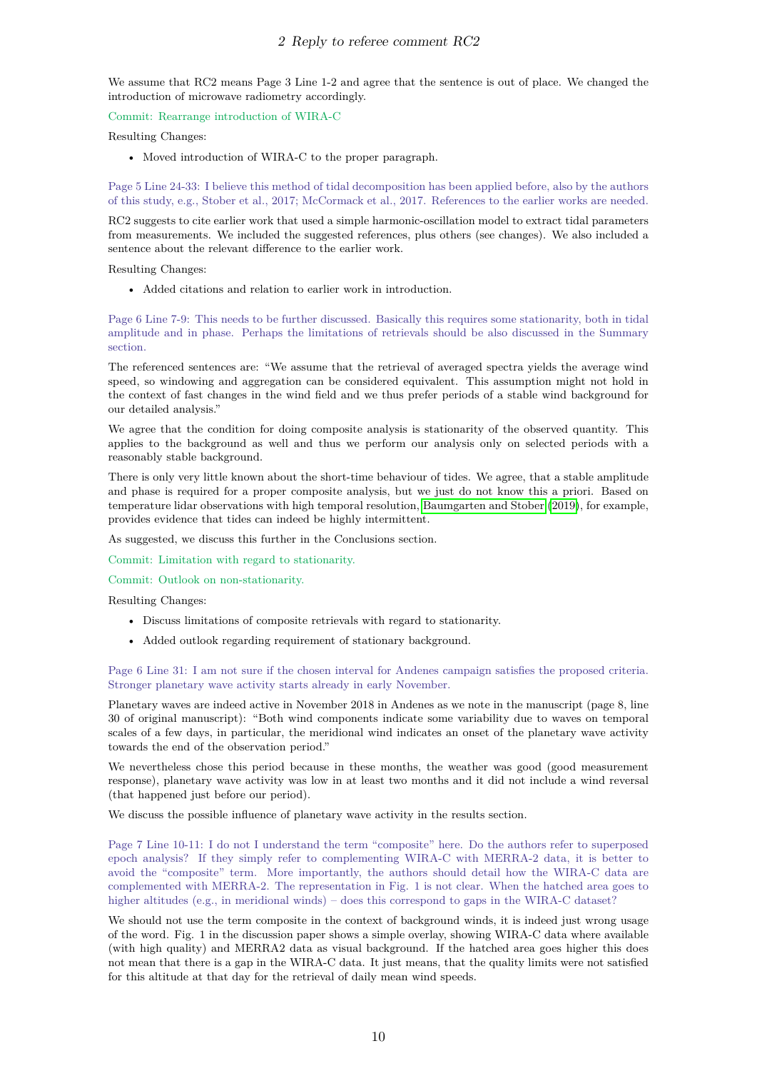We assume that RC2 means Page 3 Line 1-2 and agree that the sentence is out of place. We changed the introduction of microwave radiometry accordingly.

Commit: Rearrange introduction of WIRA-C

Resulting Changes:

- Moved introduction of WIRA-C to the proper paragraph.

Page 5 Line 24-33: I believe this method of tidal decomposition has been applied before, also by the authors of this study, e.g., Stober et al., 2017; McCormack et al., 2017. References to the earlier works are needed.

RC2 suggests to cite earlier work that used a simple harmonic-oscillation model to extract tidal parameters from measurements. We included the suggested references, plus others (see changes). We also included a sentence about the relevant difference to the earlier work.

Resulting Changes:

- Added citations and relation to earlier work in introduction.

Page 6 Line 7-9: This needs to be further discussed. Basically this requires some stationarity, both in tidal amplitude and in phase. Perhaps the limitations of retrievals should be also discussed in the Summary section.

The referenced sentences are: "We assume that the retrieval of averaged spectra yields the average wind speed, so windowing and aggregation can be considered equivalent. This assumption might not hold in the context of fast changes in the wind field and we thus prefer periods of a stable wind background for our detailed analysis."

We agree that the condition for doing composite analysis is stationarity of the observed quantity. This applies to the background as well and thus we perform our analysis only on selected periods with a reasonably stable background.

There is only very little known about the short-time behaviour of tides. We agree, that a stable amplitude and phase is required for a proper composite analysis, but we just do not know this a priori. Based on temperature lidar observations with high temporal resolution, Baumgarten and Stober (2019), for example, provides evidence that tides can indeed be highly intermittent.

As suggested, we discuss this further in the Conclusions section.

Commit: Limitation with regard to stationarity.

Commit: Outlook on non-stationarity.

Resulting Changes:

- Discuss limitations of composite retrievals with regard to stationarity.
- Added outlook regarding requirement of stationary background.

Page 6 Line 31: I am not sure if the chosen interval for Andenes campaign satisfies the proposed criteria. Stronger planetary wave activity starts already in early November.

Planetary waves are indeed active in November 2018 in Andenes as we note in the manuscript (page 8, line 30 of original manuscript): "Both wind components indicate some variability due to waves on temporal scales of a few days, in particular, the meridional wind indicates an onset of the planetary wave activity towards the end of the observation period."

We nevertheless chose this period because in these months, the weather was good (good measurement response), planetary wave activity was low in at least two months and it did not include a wind reversal (that happened just before our period).

We discuss the possible influence of planetary wave activity in the results section.

Page 7 Line 10-11: I do not I understand the term "composite" here. Do the authors refer to superposed epoch analysis? If they simply refer to complementing WIRA-C with MERRA-2 data, it is better to avoid the "composite" term. More importantly, the authors should detail how the WIRA-C data are complemented with MERRA-2. The representation in Fig. 1 is not clear. When the hatched area goes to higher altitudes (e.g., in meridional winds) – does this correspond to gaps in the WIRA-C dataset?

We should not use the term composite in the context of background winds, it is indeed just wrong usage of the word. Fig. 1 in the discussion paper shows a simple overlay, showing WIRA-C data where available (with high quality) and MERRA2 data as visual background. If the hatched area goes higher this does not mean that there is a gap in the WIRA-C data. It just means, that the quality limits were not satisfied for this altitude at that day for the retrieval of daily mean wind speeds.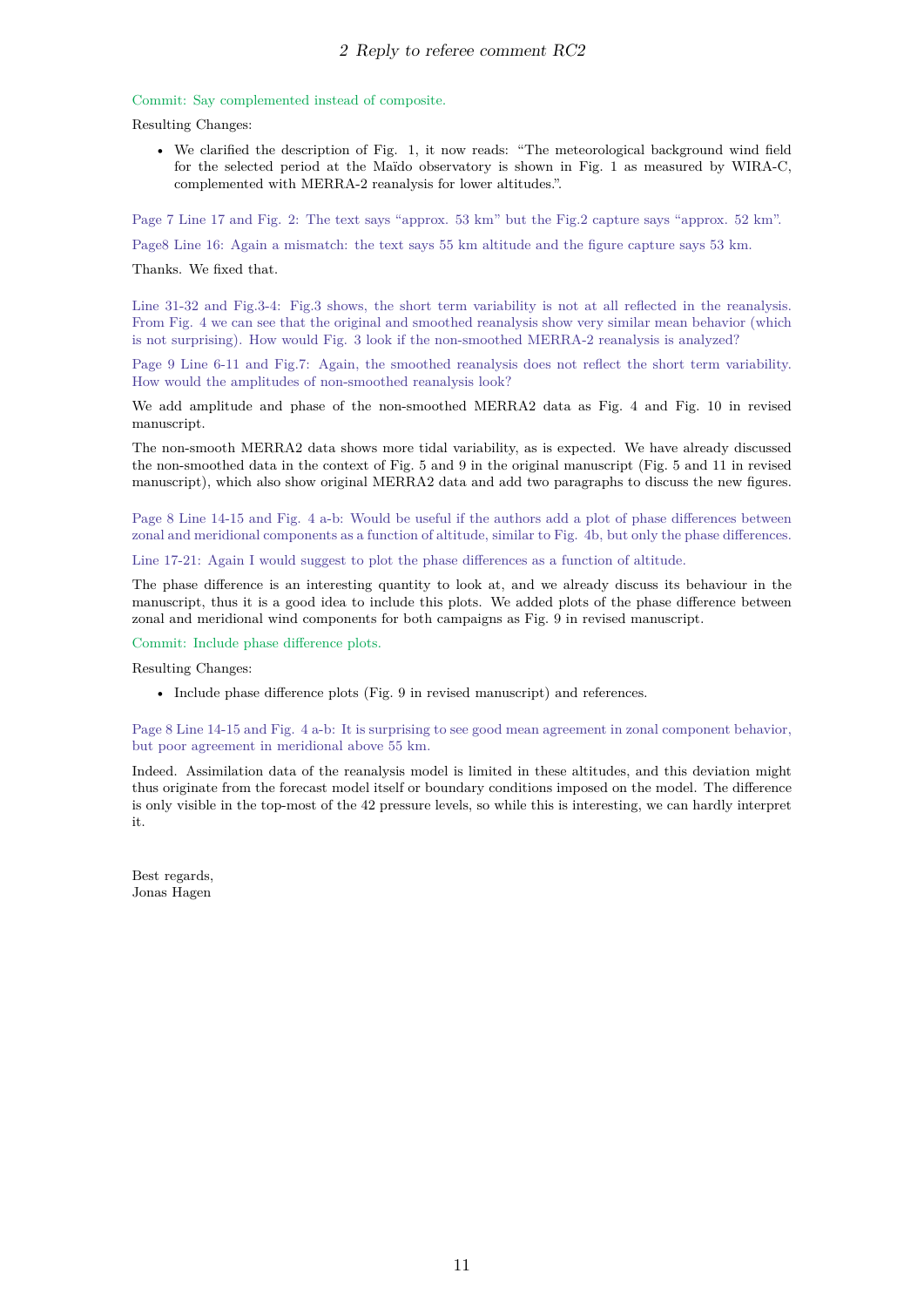Commit: Say complemented instead of composite.

Resulting Changes:

- We clarified the description of Fig. 1, it now reads: "The meteorological background wind field for the selected period at the Maïdo observatory is shown in Fig. 1 as measured by WIRA-C, complemented with MERRA-2 reanalysis for lower altitudes.".

Page 7 Line 17 and Fig. 2: The text says "approx. 53 km" but the Fig.2 capture says "approx. 52 km".

Page8 Line 16: Again a mismatch: the text says 55 km altitude and the figure capture says 53 km.

Thanks. We fixed that.

Line 31-32 and Fig.3-4: Fig.3 shows, the short term variability is not at all reflected in the reanalysis. From Fig. 4 we can see that the original and smoothed reanalysis show very similar mean behavior (which is not surprising). How would Fig. 3 look if the non-smoothed MERRA-2 reanalysis is analyzed?

Page 9 Line 6-11 and Fig.7: Again, the smoothed reanalysis does not reflect the short term variability. How would the amplitudes of non-smoothed reanalysis look?

We add amplitude and phase of the non-smoothed MERRA2 data as Fig. 4 and Fig. 10 in revised manuscript.

The non-smooth MERRA2 data shows more tidal variability, as is expected. We have already discussed the non-smoothed data in the context of Fig. 5 and 9 in the original manuscript (Fig. 5 and 11 in revised manuscript), which also show original MERRA2 data and add two paragraphs to discuss the new figures.

Page 8 Line 14-15 and Fig. 4 a-b: Would be useful if the authors add a plot of phase differences between zonal and meridional components as a function of altitude, similar to Fig. 4b, but only the phase differences.

Line 17-21: Again I would suggest to plot the phase differences as a function of altitude.

The phase difference is an interesting quantity to look at, and we already discuss its behaviour in the manuscript, thus it is a good idea to include this plots. We added plots of the phase difference between zonal and meridional wind components for both campaigns as Fig. 9 in revised manuscript.

Commit: Include phase difference plots.

Resulting Changes:

- Include phase difference plots (Fig. 9 in revised manuscript) and references.

Page 8 Line 14-15 and Fig. 4 a-b: It is surprising to see good mean agreement in zonal component behavior, but poor agreement in meridional above 55 km.

Indeed. Assimilation data of the reanalysis model is limited in these altitudes, and this deviation might thus originate from the forecast model itself or boundary conditions imposed on the model. The difference is only visible in the top-most of the 42 pressure levels, so while this is interesting, we can hardly interpret it.

Best regards,
Jonas Hagen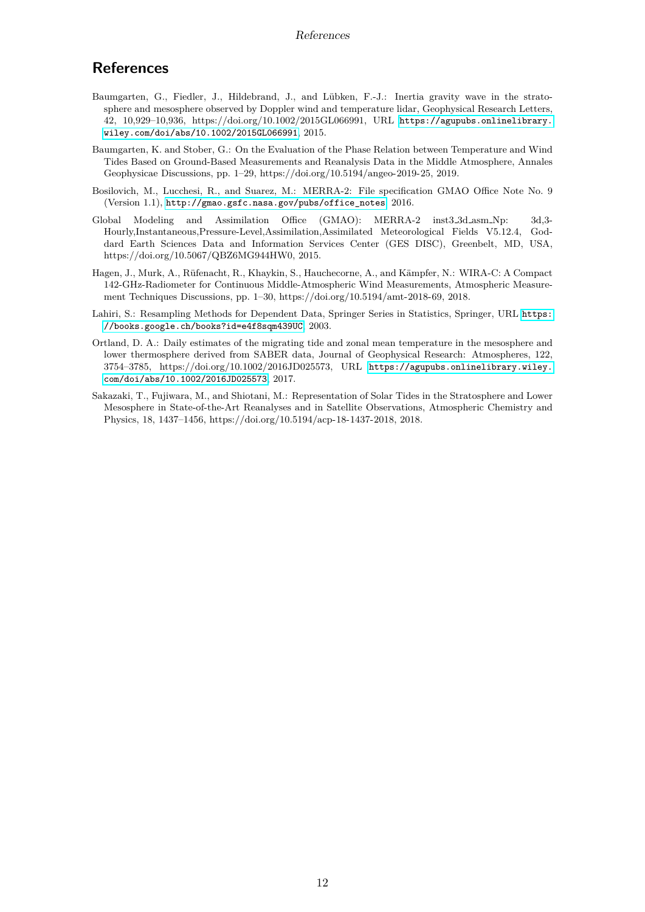# References

Baumgarten, G., Fiedler, J., Hildebrand, J., and Lübken, F.-J.: Inertia gravity wave in the stratosphere and mesosphere observed by Doppler wind and temperature lidar, Geophysical Research Letters, 42, 10,929–10,936, https://doi.org/10.1002/2015GL066991, URL https://agupubs.onlinelibrary.wiley.com/doi/abs/10.1002/2015GL066991, 2015.

Baumgarten, K. and Stober, G.: On the Evaluation of the Phase Relation between Temperature and Wind Tides Based on Ground-Based Measurements and Reanalysis Data in the Middle Atmosphere, Annales Geophysicae Discussions, pp. 1–29, https://doi.org/10.5194/angeo-2019-25, 2019.

Bosilovich, M., Lucchesi, R., and Suarez, M.: MERRA-2: File specification GMAO Office Note No. 9 (Version 1.1), http://gmao.gsfc.nasa.gov/pubs/office_notes, 2016.

Global Modeling and Assimilation Office (GMAO): MERRA-2 inst3_3d_asm_Np: 3d,3-Hourly,Instantaneous,Pressure-Level,Assimilation,Assimilated Meteorological Fields V5.12.4, Goddard Earth Sciences Data and Information Services Center (GES DISC), Greenbelt, MD, USA, https://doi.org/10.5067/QBZ6MG944HW0, 2015.

Hagen, J., Murk, A., Rüfenacht, R., Khaykin, S., Hauchecorne, A., and Kämpfer, N.: WIRA-C: A Compact 142-GHz-Radiometer for Continuous Middle-Atmospheric Wind Measurements, Atmospheric Measurement Techniques Discussions, pp. 1–30, https://doi.org/10.5194/amt-2018-69, 2018.

Lahiri, S.: Resampling Methods for Dependent Data, Springer Series in Statistics, Springer, URL https://books.google.ch/books?id=e4f8sqm439UC, 2003.

Ortland, D. A.: Daily estimates of the migrating tide and zonal mean temperature in the mesosphere and lower thermosphere derived from SABER data, Journal of Geophysical Research: Atmospheres, 122, 3754–3785, https://doi.org/10.1002/2016JD025573, URL https://agupubs.onlinelibrary.wiley.com/doi/abs/10.1002/2016JD025573, 2017.

Sakazaki, T., Fujiwara, M., and Shiotani, M.: Representation of Solar Tides in the Stratosphere and Lower Mesosphere in State-of-the-Art Reanalyses and in Satellite Observations, Atmospheric Chemistry and Physics, 18, 1437–1456, https://doi.org/10.5194/acp-18-1437-2018, 2018.